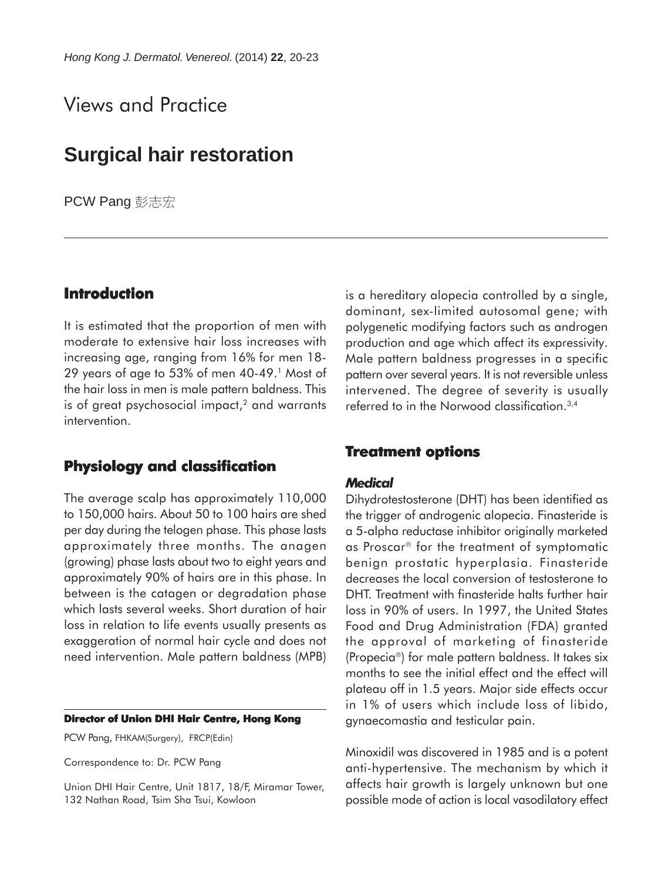Views and Practice

# Surgical hair restoration

PCW Pang 彭志宏

## Introduction

It is estimated that the proportion of men with moderate to extensive hair loss increases with increasing age, ranging from 16% for men 18-29 years of age to 53% of men 40-49.[1] Most of the hair loss in men is male pattern baldness. This is of great psychosocial impact,[2] and warrants intervention.

## Physiology and classification

The average scalp has approximately 110,000 to 150,000 hairs. About 50 to 100 hairs are shed per day during the telogen phase. This phase lasts approximately three months. The anagen (growing) phase lasts about two to eight years and approximately 90% of hairs are in this phase. In between is the catagen or degradation phase which lasts several weeks. Short duration of hair loss in relation to life events usually presents as exaggeration of normal hair cycle and does not need intervention. Male pattern baldness (MPB) is a hereditary alopecia controlled by a single, dominant, sex-limited autosomal gene; with polygenetic modifying factors such as androgen production and age which affect its expressivity. Male pattern baldness progresses in a specific pattern over several years. It is not reversible unless intervened. The degree of severity is usually referred to in the Norwood classification.[3,4]

## Treatment options

### *Medical*

Dihydrotestosterone (DHT) has been identified as the trigger of androgenic alopecia. Finasteride is a 5-alpha reductase inhibitor originally marketed as Proscar® for the treatment of symptomatic benign prostatic hyperplasia. Finasteride decreases the local conversion of testosterone to DHT. Treatment with finasteride halts further hair loss in 90% of users. In 1997, the United States Food and Drug Administration (FDA) granted the approval of marketing of finasteride (Propecia®) for male pattern baldness. It takes six months to see the initial effect and the effect will plateau off in 1.5 years. Major side effects occur in 1% of users which include loss of libido, gynaecomastia and testicular pain.

Minoxidil was discovered in 1985 and is a potent anti-hypertensive. The mechanism by which it affects hair growth is largely unknown but one possible mode of action is local vasodilatory effect

**Director of Union DHI Hair Centre, Hong Kong**

PCW Pang, FHKAM(Surgery), FRCP(Edin)

Correspondence to: Dr. PCW Pang

Union DHI Hair Centre, Unit 1817, 18/F, Miramar Tower, 132 Nathan Road, Tsim Sha Tsui, Kowloon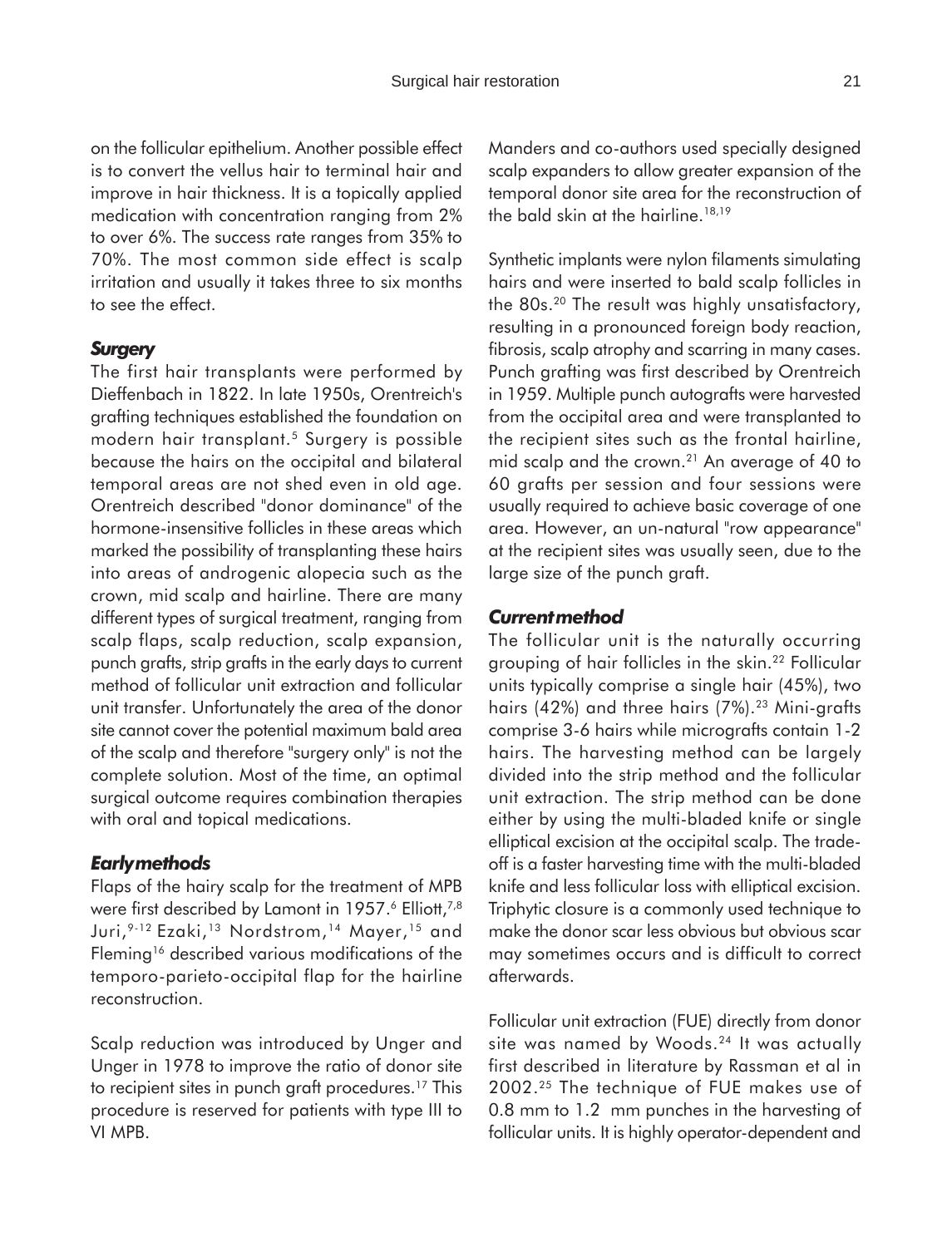on the follicular epithelium. Another possible effect is to convert the vellus hair to terminal hair and improve in hair thickness. It is a topically applied medication with concentration ranging from 2% to over 6%. The success rate ranges from 35% to 70%. The most common side effect is scalp irritation and usually it takes three to six months to see the effect.

### *Surgery*

The first hair transplants were performed by Dieffenbach in 1822. In late 1950s, Orentreich's grafting techniques established the foundation on modern hair transplant.[5] Surgery is possible because the hairs on the occipital and bilateral temporal areas are not shed even in old age. Orentreich described "donor dominance" of the hormone-insensitive follicles in these areas which marked the possibility of transplanting these hairs into areas of androgenic alopecia such as the crown, mid scalp and hairline. There are many different types of surgical treatment, ranging from scalp flaps, scalp reduction, scalp expansion, punch grafts, strip grafts in the early days to current method of follicular unit extraction and follicular unit transfer. Unfortunately the area of the donor site cannot cover the potential maximum bald area of the scalp and therefore "surgery only" is not the complete solution. Most of the time, an optimal surgical outcome requires combination therapies with oral and topical medications.

### *Early methods*

Flaps of the hairy scalp for the treatment of MPB were first described by Lamont in 1957.[6] Elliott,[7,8] Juri,[9-12] Ezaki,[13] Nordstrom,[14] Mayer,[15] and Fleming[16] described various modifications of the temporo-parieto-occipital flap for the hairline reconstruction.

Scalp reduction was introduced by Unger and Unger in 1978 to improve the ratio of donor site to recipient sites in punch graft procedures.[17] This procedure is reserved for patients with type III to VI MPB.

Manders and co-authors used specially designed scalp expanders to allow greater expansion of the temporal donor site area for the reconstruction of the bald skin at the hairline.[18,19]

Synthetic implants were nylon filaments simulating hairs and were inserted to bald scalp follicles in the 80s.[20] The result was highly unsatisfactory, resulting in a pronounced foreign body reaction, fibrosis, scalp atrophy and scarring in many cases. Punch grafting was first described by Orentreich in 1959. Multiple punch autografts were harvested from the occipital area and were transplanted to the recipient sites such as the frontal hairline, mid scalp and the crown.[21] An average of 40 to 60 grafts per session and four sessions were usually required to achieve basic coverage of one area. However, an un-natural "row appearance" at the recipient sites was usually seen, due to the large size of the punch graft.

### *Current method*

The follicular unit is the naturally occurring grouping of hair follicles in the skin.[22] Follicular units typically comprise a single hair (45%), two hairs (42%) and three hairs (7%).[23] Mini-grafts comprise 3-6 hairs while micrografts contain 1-2 hairs. The harvesting method can be largely divided into the strip method and the follicular unit extraction. The strip method can be done either by using the multi-bladed knife or single elliptical excision at the occipital scalp. The trade-off is a faster harvesting time with the multi-bladed knife and less follicular loss with elliptical excision. Triphytic closure is a commonly used technique to make the donor scar less obvious but obvious scar may sometimes occurs and is difficult to correct afterwards.

Follicular unit extraction (FUE) directly from donor site was named by Woods.[24] It was actually first described in literature by Rassman et al in 2002.[25] The technique of FUE makes use of 0.8 mm to 1.2 mm punches in the harvesting of follicular units. It is highly operator-dependent and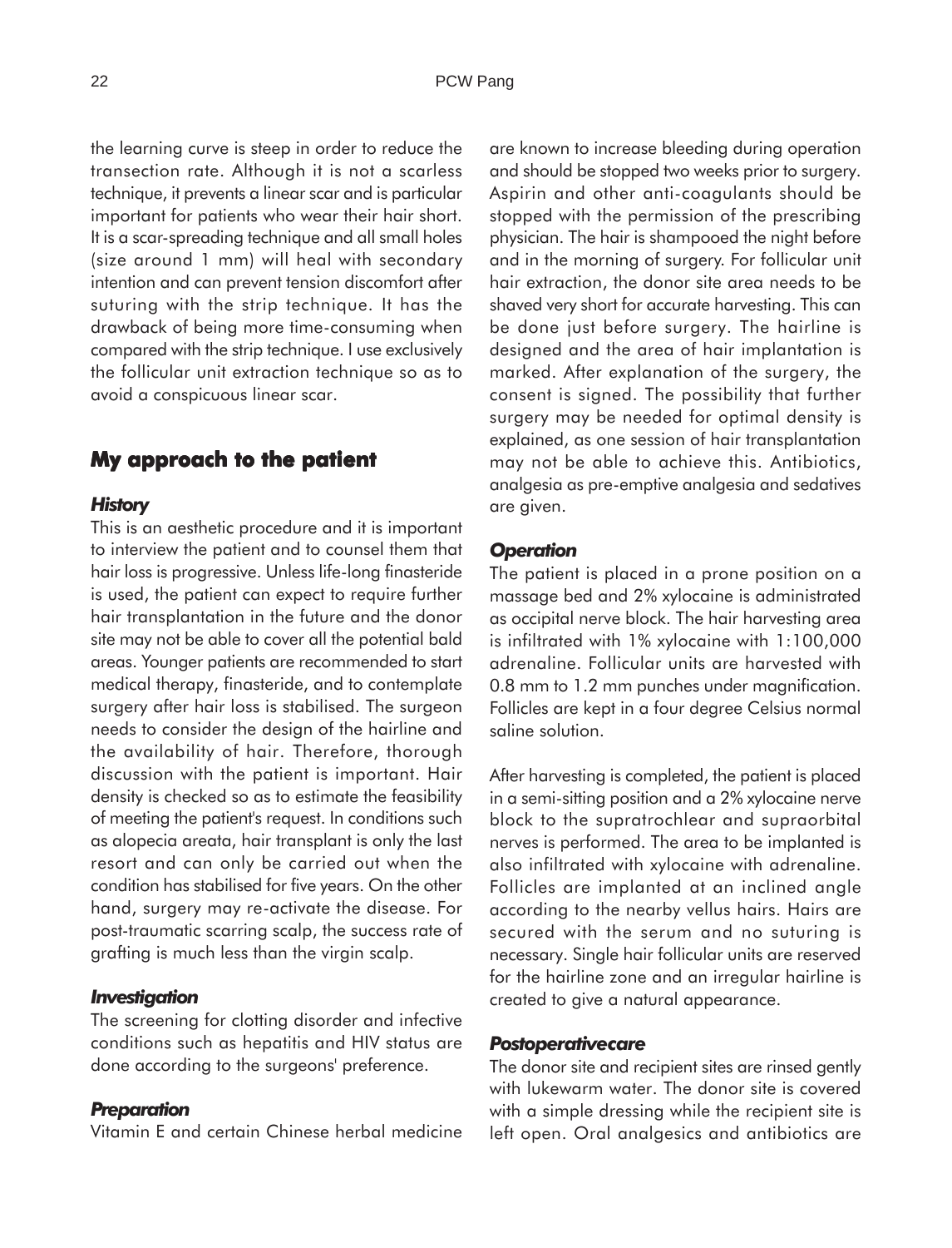the learning curve is steep in order to reduce the transection rate. Although it is not a scarless technique, it prevents a linear scar and is particular important for patients who wear their hair short. It is a scar-spreading technique and all small holes (size around 1 mm) will heal with secondary intention and can prevent tension discomfort after suturing with the strip technique. It has the drawback of being more time-consuming when compared with the strip technique. I use exclusively the follicular unit extraction technique so as to avoid a conspicuous linear scar.

## My approach to the patient

### *History*

This is an aesthetic procedure and it is important to interview the patient and to counsel them that hair loss is progressive. Unless life-long finasteride is used, the patient can expect to require further hair transplantation in the future and the donor site may not be able to cover all the potential bald areas. Younger patients are recommended to start medical therapy, finasteride, and to contemplate surgery after hair loss is stabilised. The surgeon needs to consider the design of the hairline and the availability of hair. Therefore, thorough discussion with the patient is important. Hair density is checked so as to estimate the feasibility of meeting the patient's request. In conditions such as alopecia areata, hair transplant is only the last resort and can only be carried out when the condition has stabilised for five years. On the other hand, surgery may re-activate the disease. For post-traumatic scarring scalp, the success rate of grafting is much less than the virgin scalp.

### *Investigation*

The screening for clotting disorder and infective conditions such as hepatitis and HIV status are done according to the surgeons' preference.

### *Preparation*

Vitamin E and certain Chinese herbal medicine are known to increase bleeding during operation and should be stopped two weeks prior to surgery. Aspirin and other anti-coagulants should be stopped with the permission of the prescribing physician. The hair is shampooed the night before and in the morning of surgery. For follicular unit hair extraction, the donor site area needs to be shaved very short for accurate harvesting. This can be done just before surgery. The hairline is designed and the area of hair implantation is marked. After explanation of the surgery, the consent is signed. The possibility that further surgery may be needed for optimal density is explained, as one session of hair transplantation may not be able to achieve this. Antibiotics, analgesia as pre-emptive analgesia and sedatives are given.

### *Operation*

The patient is placed in a prone position on a massage bed and 2% xylocaine is administrated as occipital nerve block. The hair harvesting area is infiltrated with 1% xylocaine with 1:100,000 adrenaline. Follicular units are harvested with 0.8 mm to 1.2 mm punches under magnification. Follicles are kept in a four degree Celsius normal saline solution.

After harvesting is completed, the patient is placed in a semi-sitting position and a 2% xylocaine nerve block to the supratrochlear and supraorbital nerves is performed. The area to be implanted is also infiltrated with xylocaine with adrenaline. Follicles are implanted at an inclined angle according to the nearby vellus hairs. Hairs are secured with the serum and no suturing is necessary. Single hair follicular units are reserved for the hairline zone and an irregular hairline is created to give a natural appearance.

### *Postoperativecare*

The donor site and recipient sites are rinsed gently with lukewarm water. The donor site is covered with a simple dressing while the recipient site is left open. Oral analgesics and antibiotics are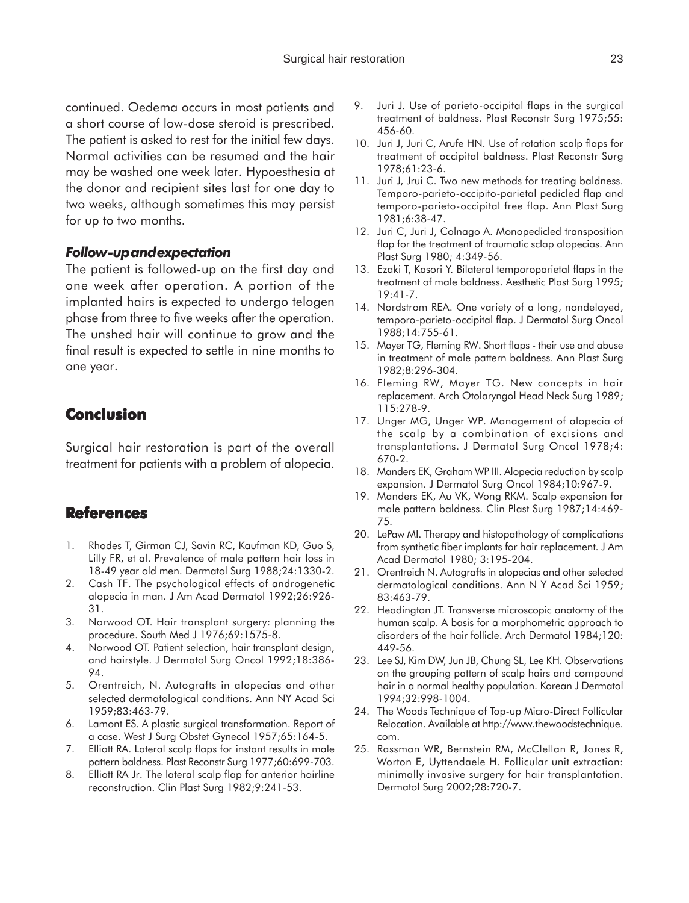continued. Oedema occurs in most patients and a short course of low-dose steroid is prescribed. The patient is asked to rest for the initial few days. Normal activities can be resumed and the hair may be washed one week later. Hypoesthesia at the donor and recipient sites last for one day to two weeks, although sometimes this may persist for up to two months.

### *Follow-up and expectation*

The patient is followed-up on the first day and one week after operation. A portion of the implanted hairs is expected to undergo telogen phase from three to five weeks after the operation. The unshed hair will continue to grow and the final result is expected to settle in nine months to one year.

## Conclusion

Surgical hair restoration is part of the overall treatment for patients with a problem of alopecia.

## References

1. Rhodes T, Girman CJ, Savin RC, Kaufman KD, Guo S, Lilly FR, et al. Prevalence of male pattern hair loss in 18-49 year old men. Dermatol Surg 1988;24:1330-2.
2. Cash TF. The psychological effects of androgenetic alopecia in man. J Am Acad Dermatol 1992;26:926-31.
3. Norwood OT. Hair transplant surgery: planning the procedure. South Med J 1976;69:1575-8.
4. Norwood OT. Patient selection, hair transplant design, and hairstyle. J Dermatol Surg Oncol 1992;18:386-94.
5. Orentreich, N. Autografts in alopecias and other selected dermatological conditions. Ann NY Acad Sci 1959;83:463-79.
6. Lamont ES. A plastic surgical transformation. Report of a case. West J Surg Obstet Gynecol 1957;65:164-5.
7. Elliott RA. Lateral scalp flaps for instant results in male pattern baldness. Plast Reconstr Surg 1977;60:699-703.
8. Elliott RA Jr. The lateral scalp flap for anterior hairline reconstruction. Clin Plast Surg 1982;9:241-53.
9. Juri J. Use of parieto-occipital flaps in the surgical treatment of baldness. Plast Reconstr Surg 1975;55: 456-60.
10. Juri J, Juri C, Arufe HN. Use of rotation scalp flaps for treatment of occipital baldness. Plast Reconstr Surg 1978;61:23-6.
11. Juri J, Jrui C. Two new methods for treating baldness. Temporo-parieto-occipito-parietal pedicled flap and temporo-parieto-occipital free flap. Ann Plast Surg 1981;6:38-47.
12. Juri C, Juri J, Colnago A. Monopedicled transposition flap for the treatment of traumatic sclap alopecias. Ann Plast Surg 1980; 4:349-56.
13. Ezaki T, Kasori Y. Bilateral temporoparietal flaps in the treatment of male baldness. Aesthetic Plast Surg 1995; 19:41-7.
14. Nordstrom REA. One variety of a long, nondelayed, temporo-parieto-occipital flap. J Dermatol Surg Oncol 1988;14:755-61.
15. Mayer TG, Fleming RW. Short flaps - their use and abuse in treatment of male pattern baldness. Ann Plast Surg 1982;8:296-304.
16. Fleming RW, Mayer TG. New concepts in hair replacement. Arch Otolaryngol Head Neck Surg 1989; 115:278-9.
17. Unger MG, Unger WP. Management of alopecia of the scalp by a combination of excisions and transplantations. J Dermatol Surg Oncol 1978;4: 670-2.
18. Manders EK, Graham WP III. Alopecia reduction by scalp expansion. J Dermatol Surg Oncol 1984;10:967-9.
19. Manders EK, Au VK, Wong RKM. Scalp expansion for male pattern baldness. Clin Plast Surg 1987;14:469-75.
20. LePaw MI. Therapy and histopathology of complications from synthetic fiber implants for hair replacement. J Am Acad Dermatol 1980; 3:195-204.
21. Orentreich N. Autografts in alopecias and other selected dermatological conditions. Ann N Y Acad Sci 1959; 83:463-79.
22. Headington JT. Transverse microscopic anatomy of the human scalp. A basis for a morphometric approach to disorders of the hair follicle. Arch Dermatol 1984;120: 449-56.
23. Lee SJ, Kim DW, Jun JB, Chung SL, Lee KH. Observations on the grouping pattern of scalp hairs and compound hair in a normal healthy population. Korean J Dermatol 1994;32:998-1004.
24. The Woods Technique of Top-up Micro-Direct Follicular Relocation. Available at http://www.thewoodstechnique.com.
25. Rassman WR, Bernstein RM, McClellan R, Jones R, Worton E, Uyttendaele H. Follicular unit extraction: minimally invasive surgery for hair transplantation. Dermatol Surg 2002;28:720-7.